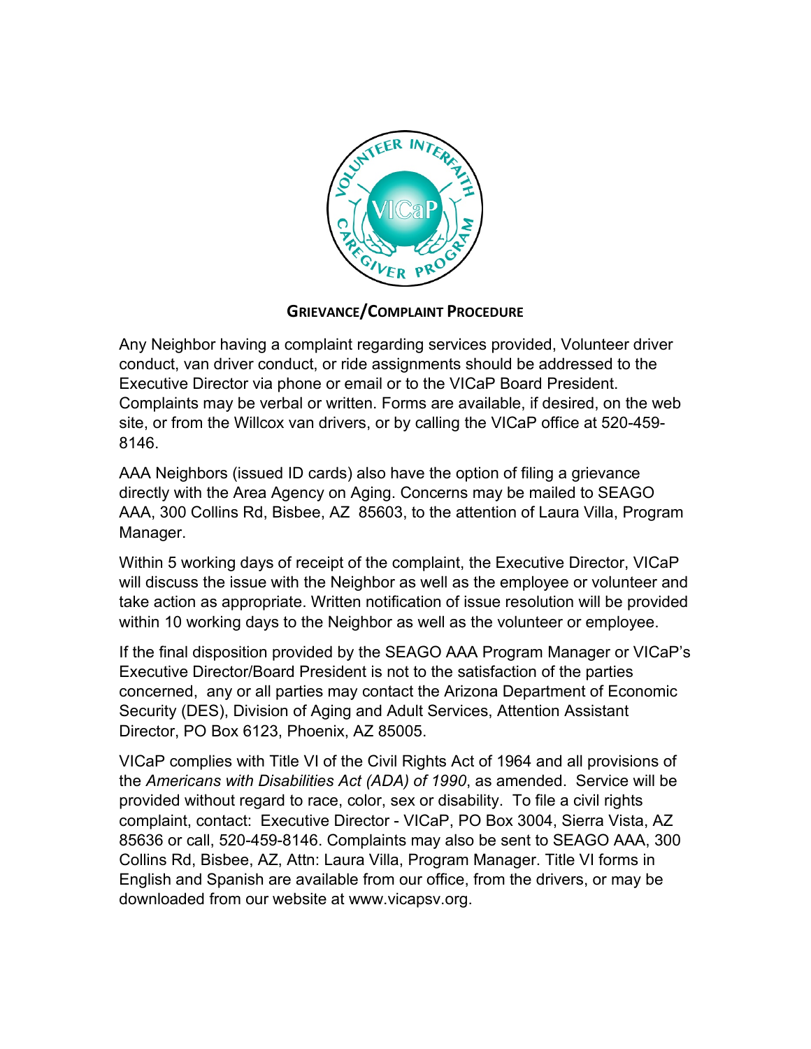## GRIEVANCE/COMPLAINT PROCEDURE

Any Neighbor having a complaint regarding services provided, Volunteer driver conduct, van driver conduct, or ride assignments should be addressed to the Executive Director via phone or email or to the VICaP Board President. Complaints may be verbal or written. Forms are available, if desired, on the web site, or from the Willcox van drivers, or by calling the VICaP office at 520-459-8146.

AAA Neighbors (issued ID cards) also have the option of filing a grievance directly with the Area Agency on Aging. Concerns may be mailed to SEAGO AAA, 300 Collins Rd, Bisbee, AZ 85603, to the attention of Laura Villa, Program Manager.

Within 5 working days of receipt of the complaint, the Executive Director, VICaP will discuss the issue with the Neighbor as well as the employee or volunteer and take action as appropriate. Written notification of issue resolution will be provided within 10 working days to the Neighbor as well as the volunteer or employee.

If the final disposition provided by the SEAGO AAA Program Manager or VICaP's Executive Director/Board President is not to the satisfaction of the parties concerned, any or all parties may contact the Arizona Department of Economic Security (DES), Division of Aging and Adult Services, Attention Assistant Director, PO Box 6123, Phoenix, AZ 85005.

VICaP complies with Title VI of the Civil Rights Act of 1964 and all provisions of the *Americans with Disabilities Act (ADA) of 1990*, as amended. Service will be provided without regard to race, color, sex or disability. To file a civil rights complaint, contact: Executive Director - VICaP, PO Box 3004, Sierra Vista, AZ 85636 or call, 520-459-8146. Complaints may also be sent to SEAGO AAA, 300 Collins Rd, Bisbee, AZ, Attn: Laura Villa, Program Manager. Title VI forms in English and Spanish are available from our office, from the drivers, or may be downloaded from our website at www.vicapsv.org.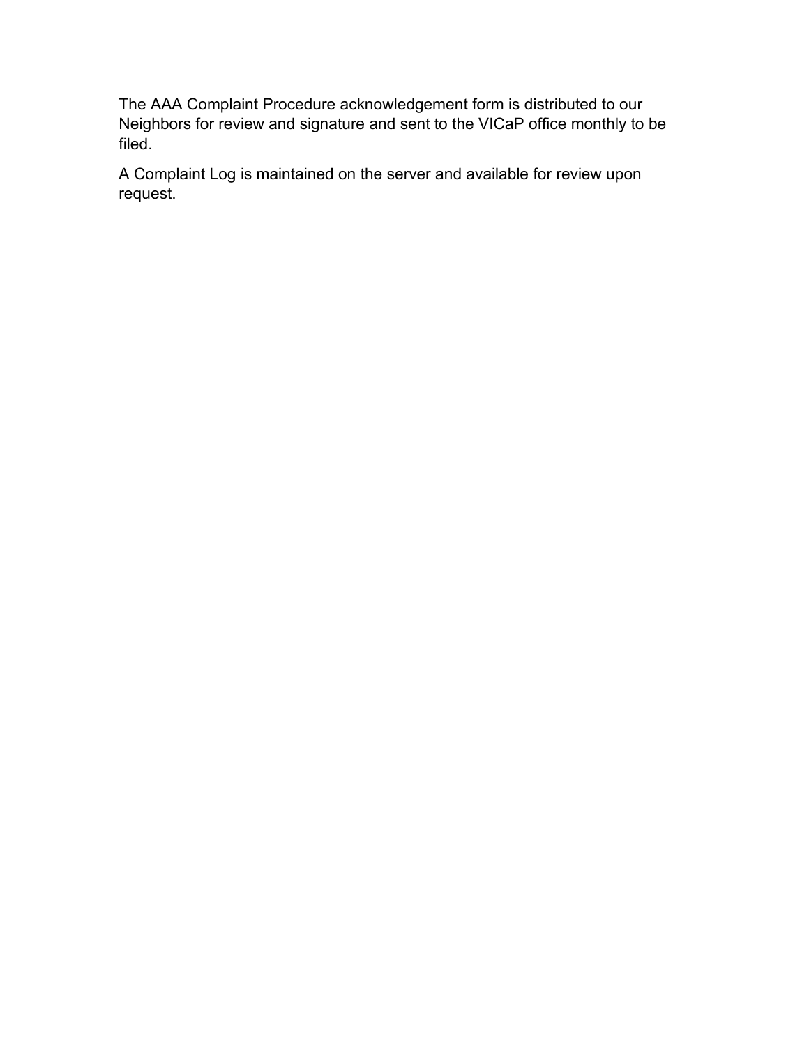The AAA Complaint Procedure acknowledgement form is distributed to our Neighbors for review and signature and sent to the VICaP office monthly to be filed.

A Complaint Log is maintained on the server and available for review upon request.